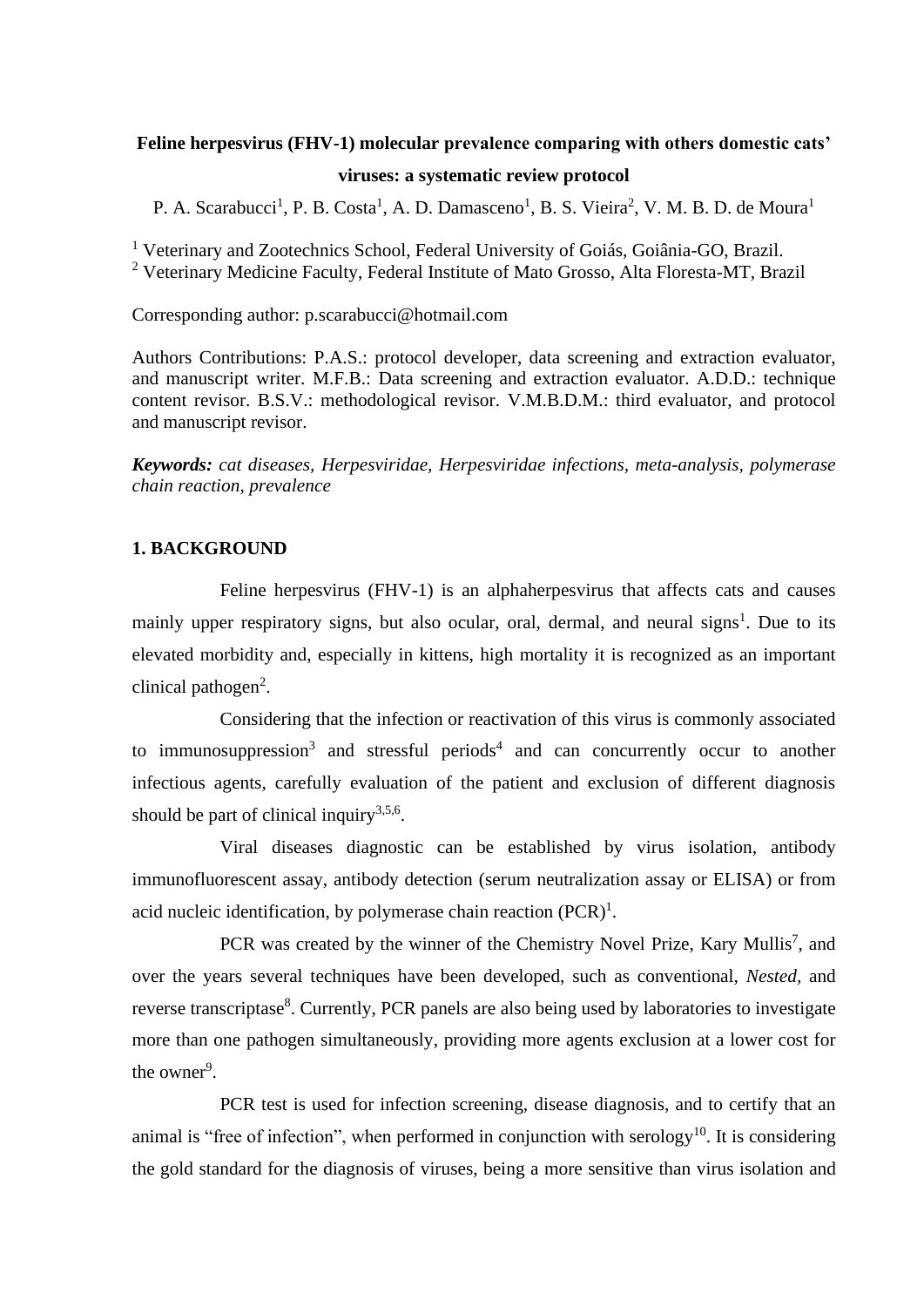**Feline herpesvirus (FHV-1) molecular prevalence comparing with others domestic cats' viruses: a systematic review protocol**

P. A. Scarabucci[1], P. B. Costa[1], A. D. Damasceno[1], B. S. Vieira[2], V. M. B. D. de Moura[1]

[1] Veterinary and Zootechnics School, Federal University of Goiás, Goiânia-GO, Brazil.
[2] Veterinary Medicine Faculty, Federal Institute of Mato Grosso, Alta Floresta-MT, Brazil

Corresponding author: p.scarabucci@hotmail.com

Authors Contributions: P.A.S.: protocol developer, data screening and extraction evaluator, and manuscript writer. M.F.B.: Data screening and extraction evaluator. A.D.D.: technique content revisor. B.S.V.: methodological revisor. V.M.B.D.M.: third evaluator, and protocol and manuscript revisor.

***Keywords:*** *cat diseases, Herpesviridae, Herpesviridae infections, meta-analysis, polymerase chain reaction, prevalence*

## 1. BACKGROUND

Feline herpesvirus (FHV-1) is an alphaherpesvirus that affects cats and causes mainly upper respiratory signs, but also ocular, oral, dermal, and neural signs[1]. Due to its elevated morbidity and, especially in kittens, high mortality it is recognized as an important clinical pathogen[2].

Considering that the infection or reactivation of this virus is commonly associated to immunosuppression[3] and stressful periods[4] and can concurrently occur to another infectious agents, carefully evaluation of the patient and exclusion of different diagnosis should be part of clinical inquiry[3,5,6].

Viral diseases diagnostic can be established by virus isolation, antibody immunofluorescent assay, antibody detection (serum neutralization assay or ELISA) or from acid nucleic identification, by polymerase chain reaction (PCR)[1].

PCR was created by the winner of the Chemistry Novel Prize, Kary Mullis[7], and over the years several techniques have been developed, such as conventional, *Nested*, and reverse transcriptase[8]. Currently, PCR panels are also being used by laboratories to investigate more than one pathogen simultaneously, providing more agents exclusion at a lower cost for the owner[9].

PCR test is used for infection screening, disease diagnosis, and to certify that an animal is "free of infection", when performed in conjunction with serology[10]. It is considering the gold standard for the diagnosis of viruses, being a more sensitive than virus isolation and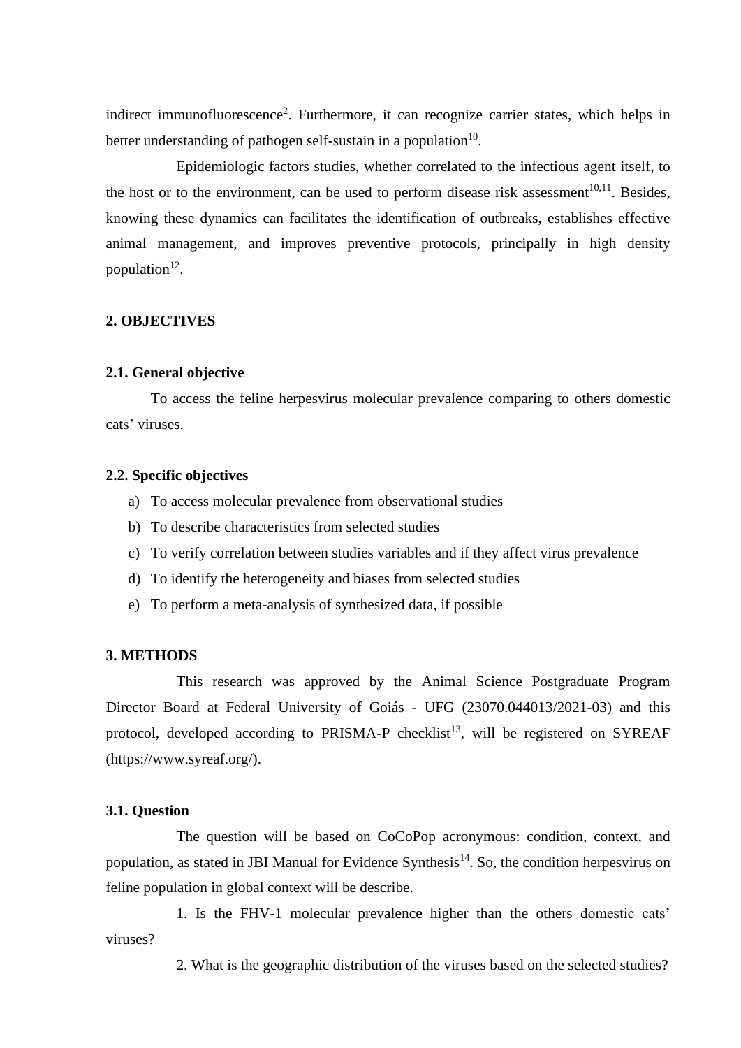indirect immunofluorescence[2]. Furthermore, it can recognize carrier states, which helps in better understanding of pathogen self-sustain in a population[10].

Epidemiologic factors studies, whether correlated to the infectious agent itself, to the host or to the environment, can be used to perform disease risk assessment[10,11]. Besides, knowing these dynamics can facilitates the identification of outbreaks, establishes effective animal management, and improves preventive protocols, principally in high density population[12].

## 2. OBJECTIVES

### 2.1. General objective

To access the feline herpesvirus molecular prevalence comparing to others domestic cats' viruses.

### 2.2. Specific objectives

a) To access molecular prevalence from observational studies
b) To describe characteristics from selected studies
c) To verify correlation between studies variables and if they affect virus prevalence
d) To identify the heterogeneity and biases from selected studies
e) To perform a meta-analysis of synthesized data, if possible

## 3. METHODS

This research was approved by the Animal Science Postgraduate Program Director Board at Federal University of Goiás - UFG (23070.044013/2021-03) and this protocol, developed according to PRISMA-P checklist[13], will be registered on SYREAF (https://www.syreaf.org/).

### 3.1. Question

The question will be based on CoCoPop acronymous: condition, context, and population, as stated in JBI Manual for Evidence Synthesis[14]. So, the condition herpesvirus on feline population in global context will be describe.

1. Is the FHV-1 molecular prevalence higher than the others domestic cats' viruses?

2. What is the geographic distribution of the viruses based on the selected studies?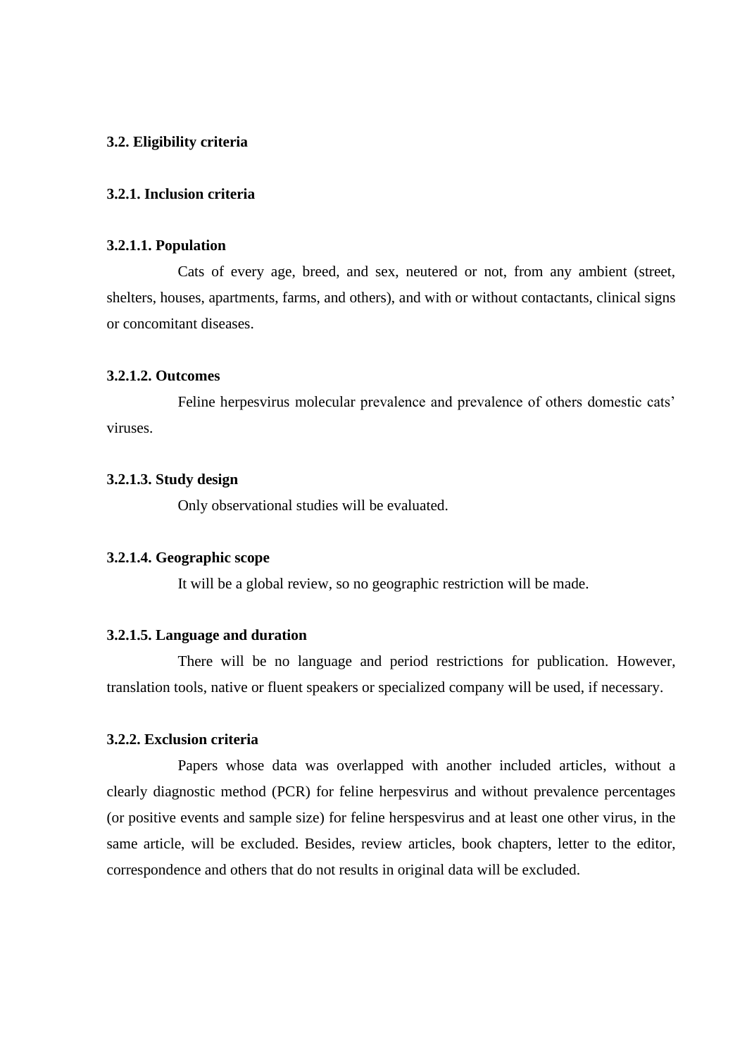### 3.2. Eligibility criteria

#### 3.2.1. Inclusion criteria

##### 3.2.1.1. Population

Cats of every age, breed, and sex, neutered or not, from any ambient (street, shelters, houses, apartments, farms, and others), and with or without contactants, clinical signs or concomitant diseases.

##### 3.2.1.2. Outcomes

Feline herpesvirus molecular prevalence and prevalence of others domestic cats' viruses.

##### 3.2.1.3. Study design

Only observational studies will be evaluated.

##### 3.2.1.4. Geographic scope

It will be a global review, so no geographic restriction will be made.

##### 3.2.1.5. Language and duration

There will be no language and period restrictions for publication. However, translation tools, native or fluent speakers or specialized company will be used, if necessary.

#### 3.2.2. Exclusion criteria

Papers whose data was overlapped with another included articles, without a clearly diagnostic method (PCR) for feline herpesvirus and without prevalence percentages (or positive events and sample size) for feline herspesvirus and at least one other virus, in the same article, will be excluded. Besides, review articles, book chapters, letter to the editor, correspondence and others that do not results in original data will be excluded.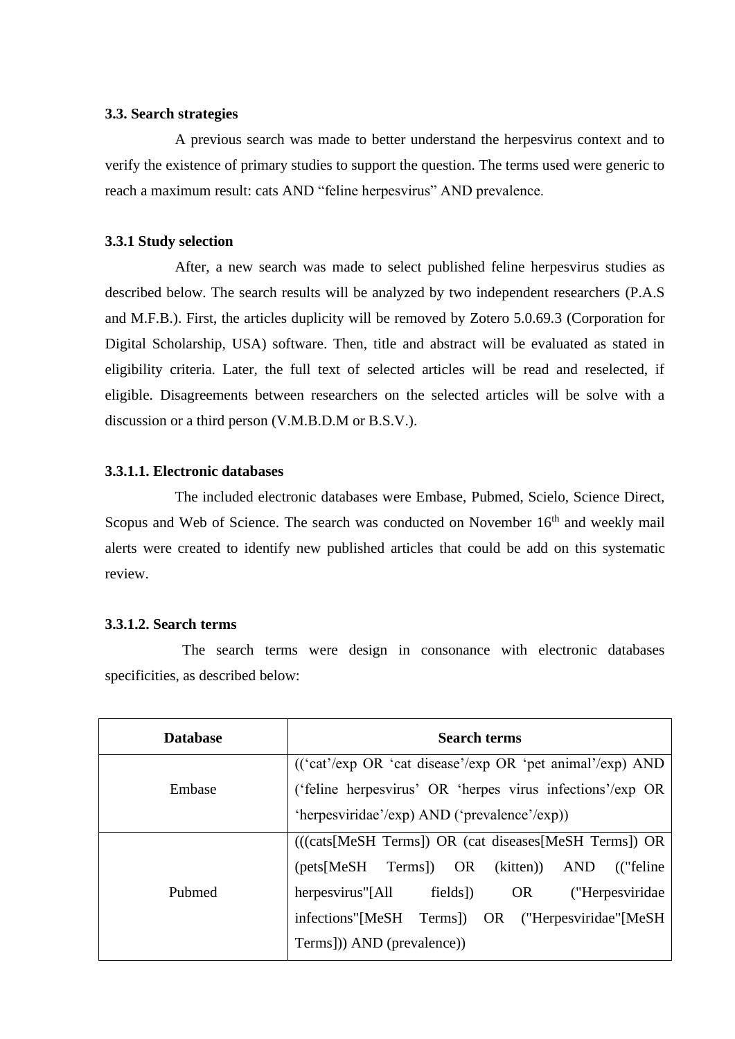### 3.3. Search strategies

A previous search was made to better understand the herpesvirus context and to verify the existence of primary studies to support the question. The terms used were generic to reach a maximum result: cats AND "feline herpesvirus" AND prevalence.

### 3.3.1 Study selection

After, a new search was made to select published feline herpesvirus studies as described below. The search results will be analyzed by two independent researchers (P.A.S and M.F.B.). First, the articles duplicity will be removed by Zotero 5.0.69.3 (Corporation for Digital Scholarship, USA) software. Then, title and abstract will be evaluated as stated in eligibility criteria. Later, the full text of selected articles will be read and reselected, if eligible. Disagreements between researchers on the selected articles will be solve with a discussion or a third person (V.M.B.D.M or B.S.V.).

#### 3.3.1.1. Electronic databases

The included electronic databases were Embase, Pubmed, Scielo, Science Direct, Scopus and Web of Science. The search was conducted on November 16th and weekly mail alerts were created to identify new published articles that could be add on this systematic review.

#### 3.3.1.2. Search terms

The search terms were design in consonance with electronic databases specificities, as described below:

| Database | Search terms |
|---|---|
| Embase | ((‘cat’/exp OR ‘cat disease’/exp OR ‘pet animal’/exp) AND (‘feline herpesvirus’ OR ‘herpes virus infections’/exp OR ‘herpesviridae’/exp) AND (‘prevalence’/exp)) |
| Pubmed | (((cats[MeSH Terms]) OR (cat diseases[MeSH Terms]) OR (pets[MeSH Terms]) OR (kitten)) AND (("feline herpesvirus"[All fields]) OR ("Herpesviridae infections"[MeSH Terms]) OR ("Herpesviridae"[MeSH Terms])) AND (prevalence)) |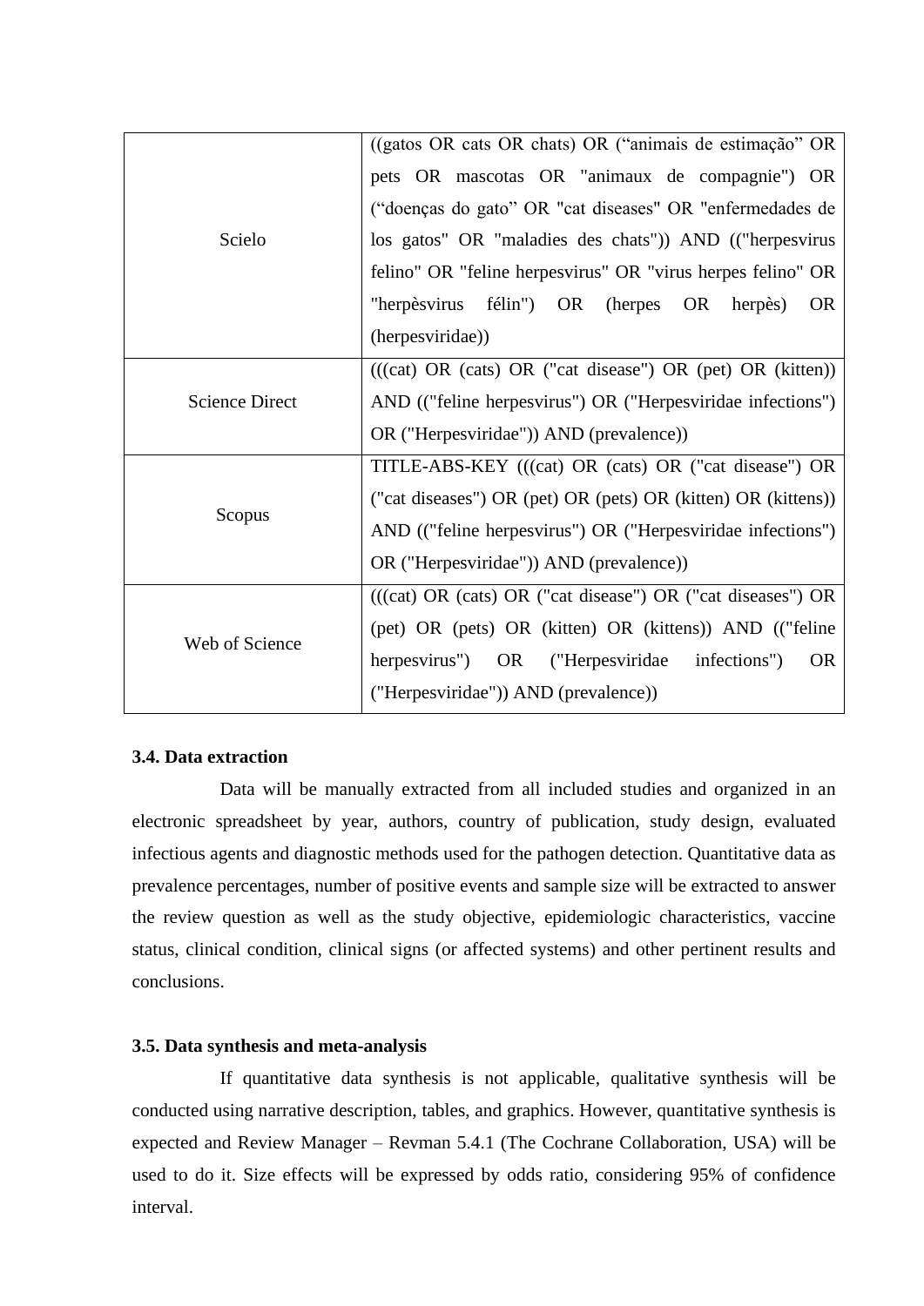| | |
|---|---|
| Scielo | ((gatos OR cats OR chats) OR ("animais de estimação" OR pets OR mascotas OR "animaux de compagnie") OR ("doenças do gato" OR "cat diseases" OR "enfermedades de los gatos" OR "maladies des chats")) AND (("herpesvirus felino" OR "feline herpesvirus" OR "virus herpes felino" OR "herpèsvirus félin") OR (herpes OR herpès) OR (herpesviridae)) |
| Science Direct | (((cat) OR (cats) OR ("cat disease") OR (pet) OR (kitten)) AND (("feline herpesvirus") OR ("Herpesviridae infections") OR ("Herpesviridae")) AND (prevalence)) |
| Scopus | TITLE-ABS-KEY (((cat) OR (cats) OR ("cat disease") OR ("cat diseases") OR (pet) OR (pets) OR (kitten) OR (kittens)) AND (("feline herpesvirus") OR ("Herpesviridae infections") OR ("Herpesviridae")) AND (prevalence)) |
| Web of Science | (((cat) OR (cats) OR ("cat disease") OR ("cat diseases") OR (pet) OR (pets) OR (kitten) OR (kittens)) AND (("feline herpesvirus") OR ("Herpesviridae infections") OR ("Herpesviridae")) AND (prevalence)) |

### 3.4. Data extraction

Data will be manually extracted from all included studies and organized in an electronic spreadsheet by year, authors, country of publication, study design, evaluated infectious agents and diagnostic methods used for the pathogen detection. Quantitative data as prevalence percentages, number of positive events and sample size will be extracted to answer the review question as well as the study objective, epidemiologic characteristics, vaccine status, clinical condition, clinical signs (or affected systems) and other pertinent results and conclusions.

### 3.5. Data synthesis and meta-analysis

If quantitative data synthesis is not applicable, qualitative synthesis will be conducted using narrative description, tables, and graphics. However, quantitative synthesis is expected and Review Manager – Revman 5.4.1 (The Cochrane Collaboration, USA) will be used to do it. Size effects will be expressed by odds ratio, considering 95% of confidence interval.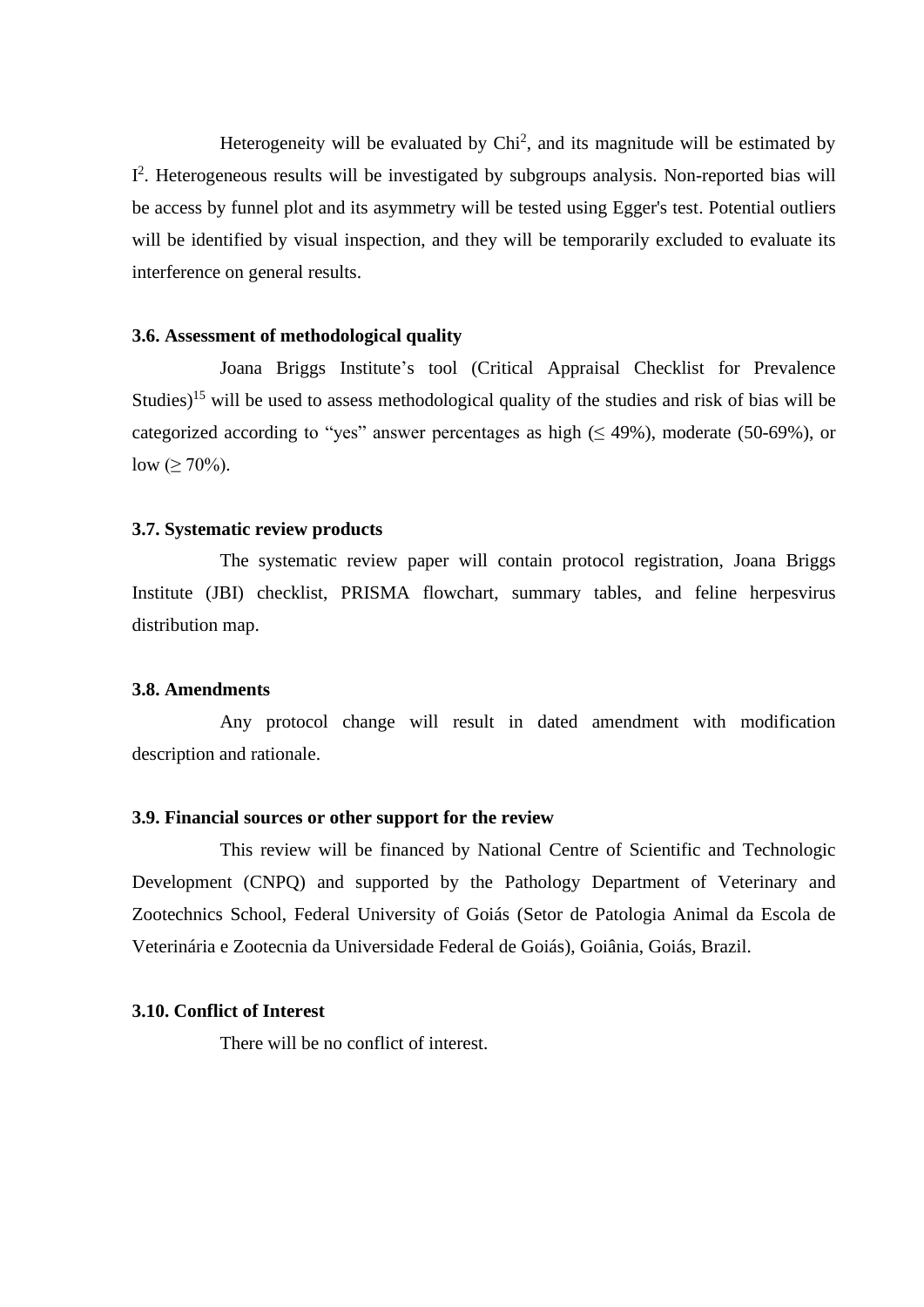Heterogeneity will be evaluated by $Chi^2$, and its magnitude will be estimated by $I^2$. Heterogeneous results will be investigated by subgroups analysis. Non-reported bias will be access by funnel plot and its asymmetry will be tested using Egger's test. Potential outliers will be identified by visual inspection, and they will be temporarily excluded to evaluate its interference on general results.

### 3.6. Assessment of methodological quality

Joana Briggs Institute's tool (Critical Appraisal Checklist for Prevalence Studies)[15] will be used to assess methodological quality of the studies and risk of bias will be categorized according to "yes" answer percentages as high (≤ 49%), moderate (50-69%), or low (≥ 70%).

### 3.7. Systematic review products

The systematic review paper will contain protocol registration, Joana Briggs Institute (JBI) checklist, PRISMA flowchart, summary tables, and feline herpesvirus distribution map.

### 3.8. Amendments

Any protocol change will result in dated amendment with modification description and rationale.

### 3.9. Financial sources or other support for the review

This review will be financed by National Centre of Scientific and Technologic Development (CNPQ) and supported by the Pathology Department of Veterinary and Zootechnics School, Federal University of Goiás (Setor de Patologia Animal da Escola de Veterinária e Zootecnia da Universidade Federal de Goiás), Goiânia, Goiás, Brazil.

### 3.10. Conflict of Interest

There will be no conflict of interest.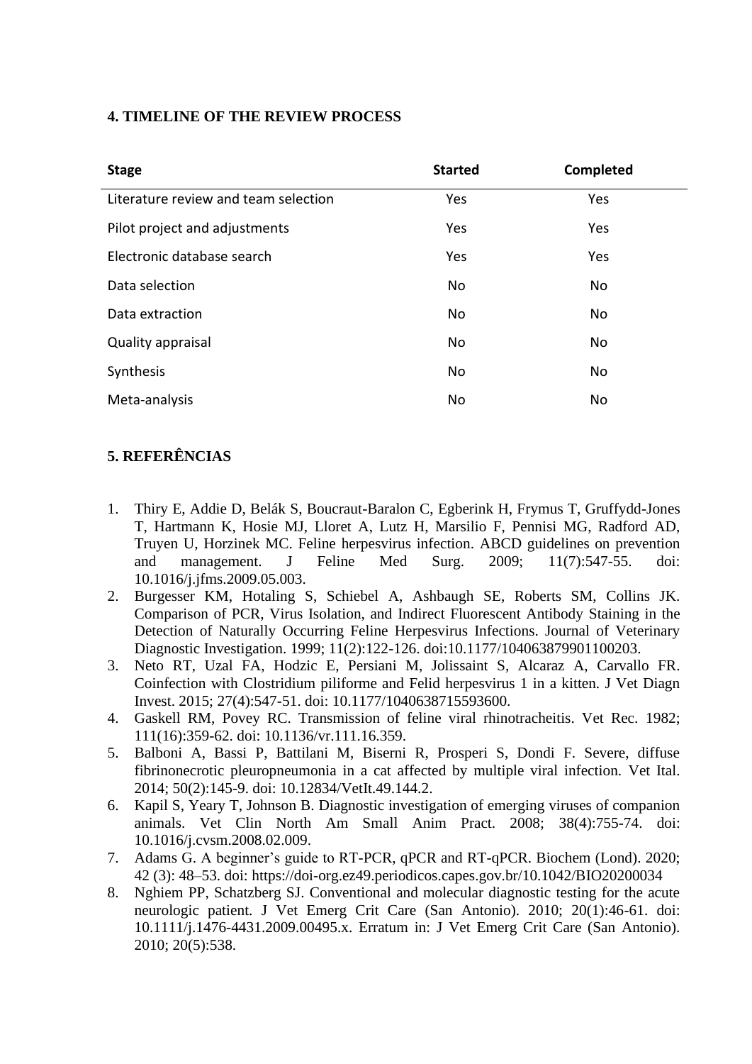## 4. TIMELINE OF THE REVIEW PROCESS

| Stage | Started | Completed |
|---|---|---|
| Literature review and team selection | Yes | Yes |
| Pilot project and adjustments | Yes | Yes |
| Electronic database search | Yes | Yes |
| Data selection | No | No |
| Data extraction | No | No |
| Quality appraisal | No | No |
| Synthesis | No | No |
| Meta-analysis | No | No |

## 5. REFERÊNCIAS

1. Thiry E, Addie D, Belák S, Boucraut-Baralon C, Egberink H, Frymus T, Gruffydd-Jones T, Hartmann K, Hosie MJ, Lloret A, Lutz H, Marsilio F, Pennisi MG, Radford AD, Truyen U, Horzinek MC. Feline herpesvirus infection. ABCD guidelines on prevention and management. J Feline Med Surg. 2009; 11(7):547-55. doi: 10.1016/j.jfms.2009.05.003.
2. Burgesser KM, Hotaling S, Schiebel A, Ashbaugh SE, Roberts SM, Collins JK. Comparison of PCR, Virus Isolation, and Indirect Fluorescent Antibody Staining in the Detection of Naturally Occurring Feline Herpesvirus Infections. Journal of Veterinary Diagnostic Investigation. 1999; 11(2):122-126. doi:10.1177/104063879901100203.
3. Neto RT, Uzal FA, Hodzic E, Persiani M, Jolissaint S, Alcaraz A, Carvallo FR. Coinfection with Clostridium piliforme and Felid herpesvirus 1 in a kitten. J Vet Diagn Invest. 2015; 27(4):547-51. doi: 10.1177/1040638715593600.
4. Gaskell RM, Povey RC. Transmission of feline viral rhinotracheitis. Vet Rec. 1982; 111(16):359-62. doi: 10.1136/vr.111.16.359.
5. Balboni A, Bassi P, Battilani M, Biserni R, Prosperi S, Dondi F. Severe, diffuse fibrinonecrotic pleuropneumonia in a cat affected by multiple viral infection. Vet Ital. 2014; 50(2):145-9. doi: 10.12834/VetIt.49.144.2.
6. Kapil S, Yeary T, Johnson B. Diagnostic investigation of emerging viruses of companion animals. Vet Clin North Am Small Anim Pract. 2008; 38(4):755-74. doi: 10.1016/j.cvsm.2008.02.009.
7. Adams G. A beginner's guide to RT-PCR, qPCR and RT-qPCR. Biochem (Lond). 2020; 42 (3): 48–53. doi: https://doi-org.ez49.periodicos.capes.gov.br/10.1042/BIO20200034
8. Nghiem PP, Schatzberg SJ. Conventional and molecular diagnostic testing for the acute neurologic patient. J Vet Emerg Crit Care (San Antonio). 2010; 20(1):46-61. doi: 10.1111/j.1476-4431.2009.00495.x. Erratum in: J Vet Emerg Crit Care (San Antonio). 2010; 20(5):538.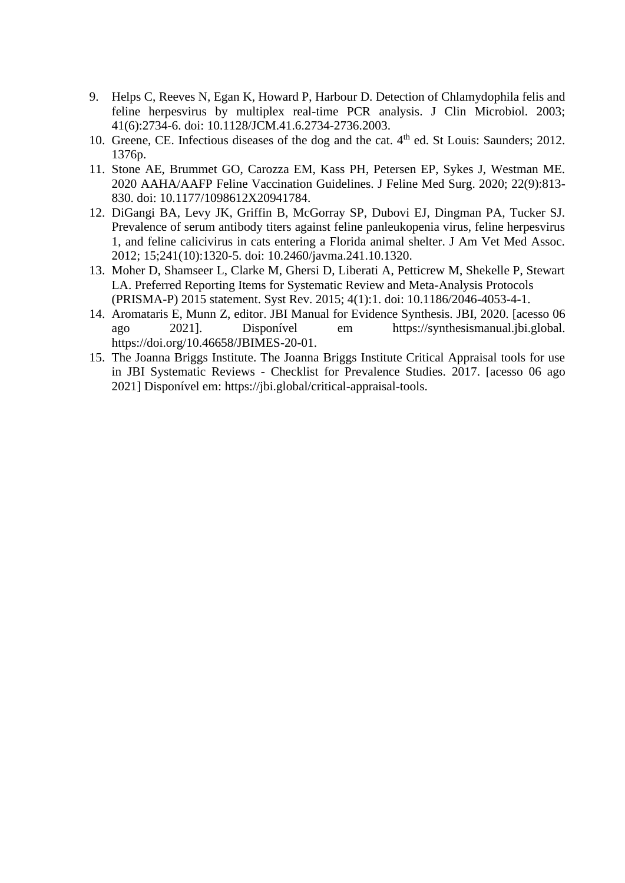9. Helps C, Reeves N, Egan K, Howard P, Harbour D. Detection of Chlamydophila felis and feline herpesvirus by multiplex real-time PCR analysis. J Clin Microbiol. 2003; 41(6):2734-6. doi: 10.1128/JCM.41.6.2734-2736.2003.
10. Greene, CE. Infectious diseases of the dog and the cat. 4th ed. St Louis: Saunders; 2012. 1376p.
11. Stone AE, Brummet GO, Carozza EM, Kass PH, Petersen EP, Sykes J, Westman ME. 2020 AAHA/AAFP Feline Vaccination Guidelines. J Feline Med Surg. 2020; 22(9):813-830. doi: 10.1177/1098612X20941784.
12. DiGangi BA, Levy JK, Griffin B, McGorray SP, Dubovi EJ, Dingman PA, Tucker SJ. Prevalence of serum antibody titers against feline panleukopenia virus, feline herpesvirus 1, and feline calicivirus in cats entering a Florida animal shelter. J Am Vet Med Assoc. 2012; 15;241(10):1320-5. doi: 10.2460/javma.241.10.1320.
13. Moher D, Shamseer L, Clarke M, Ghersi D, Liberati A, Petticrew M, Shekelle P, Stewart LA. Preferred Reporting Items for Systematic Review and Meta-Analysis Protocols (PRISMA-P) 2015 statement. Syst Rev. 2015; 4(1):1. doi: 10.1186/2046-4053-4-1.
14. Aromataris E, Munn Z, editor. JBI Manual for Evidence Synthesis. JBI, 2020. [acesso 06 ago 2021]. Disponível em https://synthesismanual.jbi.global. https://doi.org/10.46658/JBIMES-20-01.
15. The Joanna Briggs Institute. The Joanna Briggs Institute Critical Appraisal tools for use in JBI Systematic Reviews - Checklist for Prevalence Studies. 2017. [acesso 06 ago 2021] Disponível em: https://jbi.global/critical-appraisal-tools.